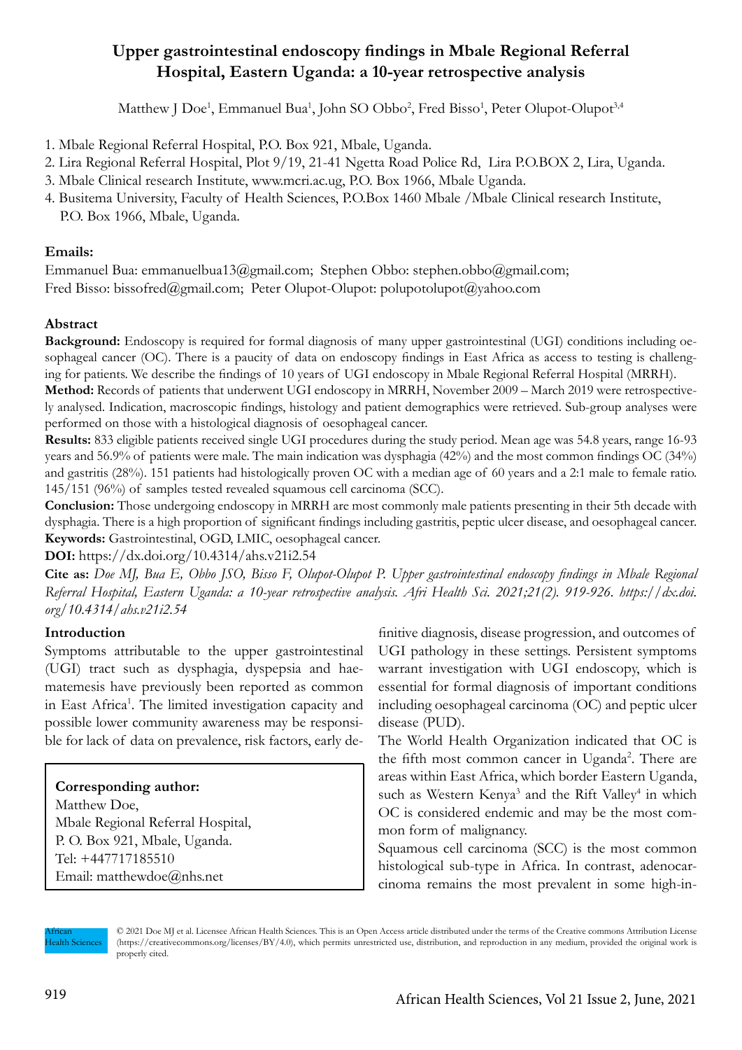# Upper gastrointestinal endoscopy findings in Mbale Regional Referral Hospital, Eastern Uganda: a 10-year retrospective analysis

Matthew J Doe[1], Emmanuel Bua[1], John SO Obbo[2], Fred Bisso[1], Peter Olupot-Olupot[3,4]

1. Mbale Regional Referral Hospital, P.O. Box 921, Mbale, Uganda.
2. Lira Regional Referral Hospital, Plot 9/19, 21-41 Ngetta Road Police Rd, Lira P.O.BOX 2, Lira, Uganda.
3. Mbale Clinical research Institute, www.mcri.ac.ug, P.O. Box 1966, Mbale Uganda.
4. Busitema University, Faculty of Health Sciences, P.O.Box 1460 Mbale /Mbale Clinical research Institute, P.O. Box 1966, Mbale, Uganda.

**Emails:**

Emmanuel Bua: emmanuelbua13@gmail.com; Stephen Obbo: stephen.obbo@gmail.com;
Fred Bisso: bissofred@gmail.com; Peter Olupot-Olupot: polupotolupot@yahoo.com

## Abstract

**Background:** Endoscopy is required for formal diagnosis of many upper gastrointestinal (UGI) conditions including oesophageal cancer (OC). There is a paucity of data on endoscopy findings in East Africa as access to testing is challenging for patients. We describe the findings of 10 years of UGI endoscopy in Mbale Regional Referral Hospital (MRRH).

**Method:** Records of patients that underwent UGI endoscopy in MRRH, November 2009 – March 2019 were retrospectively analysed. Indication, macroscopic findings, histology and patient demographics were retrieved. Sub-group analyses were performed on those with a histological diagnosis of oesophageal cancer.

**Results:** 833 eligible patients received single UGI procedures during the study period. Mean age was 54.8 years, range 16-93 years and 56.9% of patients were male. The main indication was dysphagia (42%) and the most common findings OC (34%) and gastritis (28%). 151 patients had histologically proven OC with a median age of 60 years and a 2:1 male to female ratio. 145/151 (96%) of samples tested revealed squamous cell carcinoma (SCC).

**Conclusion:** Those undergoing endoscopy in MRRH are most commonly male patients presenting in their 5th decade with dysphagia. There is a high proportion of significant findings including gastritis, peptic ulcer disease, and oesophageal cancer.

**Keywords:** Gastrointestinal, OGD, LMIC, oesophageal cancer.

**DOI:** https://dx.doi.org/10.4314/ahs.v21i2.54

**Cite as:** *Doe MJ, Bua E, Obbo JSO, Bisso F, Olupot-Olupot P. Upper gastrointestinal endoscopy findings in Mbale Regional Referral Hospital, Eastern Uganda: a 10-year retrospective analysis. Afri Health Sci. 2021;21(2). 919-926. https://dx.doi.org/10.4314/ahs.v21i2.54*

## Introduction

Symptoms attributable to the upper gastrointestinal (UGI) tract such as dysphagia, dyspepsia and haematemesis have previously been reported as common in East Africa[1]. The limited investigation capacity and possible lower community awareness may be responsible for lack of data on prevalence, risk factors, early definitive diagnosis, disease progression, and outcomes of UGI pathology in these settings. Persistent symptoms warrant investigation with UGI endoscopy, which is essential for formal diagnosis of important conditions including oesophageal carcinoma (OC) and peptic ulcer disease (PUD).

The World Health Organization indicated that OC is the fifth most common cancer in Uganda[2]. There are areas within East Africa, which border Eastern Uganda, such as Western Kenya[3] and the Rift Valley[4] in which OC is considered endemic and may be the most common form of malignancy.

Squamous cell carcinoma (SCC) is the most common histological sub-type in Africa. In contrast, adenocarcinoma remains the most prevalent in some high-in-

**Corresponding author:**
Matthew Doe,
Mbale Regional Referral Hospital,
P. O. Box 921, Mbale, Uganda.
Tel: +447717185510
Email: matthewdoe@nhs.net

© 2021 Doe MJ et al. Licensee African Health Sciences. This is an Open Access article distributed under the terms of the Creative commons Attribution License (https://creativecommons.org/licenses/BY/4.0), which permits unrestricted use, distribution, and reproduction in any medium, provided the original work is properly cited.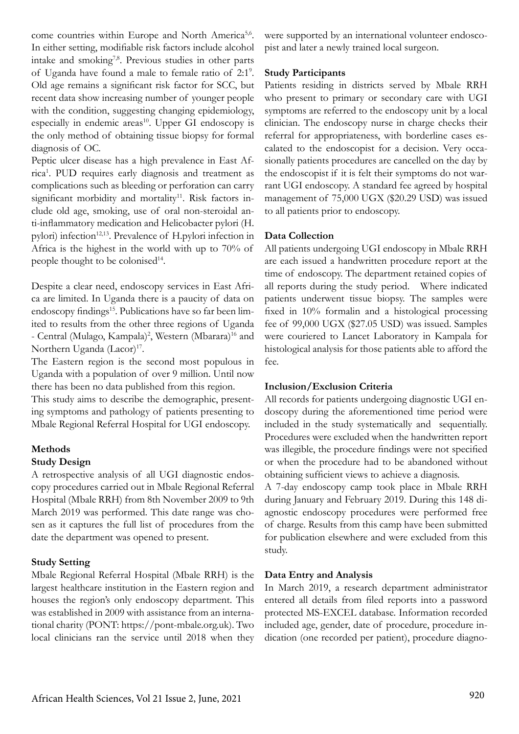come countries within Europe and North America[5,6]. In either setting, modifiable risk factors include alcohol intake and smoking[7,8]. Previous studies in other parts of Uganda have found a male to female ratio of 2:1[9]. Old age remains a significant risk factor for SCC, but recent data show increasing number of younger people with the condition, suggesting changing epidemiology, especially in endemic areas[10]. Upper GI endoscopy is the only method of obtaining tissue biopsy for formal diagnosis of OC.

Peptic ulcer disease has a high prevalence in East Africa[1]. PUD requires early diagnosis and treatment as complications such as bleeding or perforation can carry significant morbidity and mortality[11]. Risk factors include old age, smoking, use of oral non-steroidal anti-inflammatory medication and Helicobacter pylori (H. pylori) infection[12,13]. Prevalence of H.pylori infection in Africa is the highest in the world with up to 70% of people thought to be colonised[14].

Despite a clear need, endoscopy services in East Africa are limited. In Uganda there is a paucity of data on endoscopy findings[15]. Publications have so far been limited to results from the other three regions of Uganda - Central (Mulago, Kampala)[2], Western (Mbarara)[16] and Northern Uganda (Lacor)[17].

The Eastern region is the second most populous in Uganda with a population of over 9 million. Until now there has been no data published from this region.

This study aims to describe the demographic, presenting symptoms and pathology of patients presenting to Mbale Regional Referral Hospital for UGI endoscopy.

## Methods

### Study Design

A retrospective analysis of all UGI diagnostic endoscopy procedures carried out in Mbale Regional Referral Hospital (Mbale RRH) from 8th November 2009 to 9th March 2019 was performed. This date range was chosen as it captures the full list of procedures from the date the department was opened to present.

### Study Setting

Mbale Regional Referral Hospital (Mbale RRH) is the largest healthcare institution in the Eastern region and houses the region's only endoscopy department. This was established in 2009 with assistance from an international charity (PONT: https://pont-mbale.org.uk). Two local clinicians ran the service until 2018 when they were supported by an international volunteer endoscopist and later a newly trained local surgeon.

### Study Participants

Patients residing in districts served by Mbale RRH who present to primary or secondary care with UGI symptoms are referred to the endoscopy unit by a local clinician. The endoscopy nurse in charge checks their referral for appropriateness, with borderline cases escalated to the endoscopist for a decision. Very occasionally patients procedures are cancelled on the day by the endoscopist if it is felt their symptoms do not warrant UGI endoscopy. A standard fee agreed by hospital management of 75,000 UGX ($20.29 USD) was issued to all patients prior to endoscopy.

### Data Collection

All patients undergoing UGI endoscopy in Mbale RRH are each issued a handwritten procedure report at the time of endoscopy. The department retained copies of all reports during the study period. Where indicated patients underwent tissue biopsy. The samples were fixed in 10% formalin and a histological processing fee of 99,000 UGX ($27.05 USD) was issued. Samples were couriered to Lancet Laboratory in Kampala for histological analysis for those patients able to afford the fee.

### Inclusion/Exclusion Criteria

All records for patients undergoing diagnostic UGI endoscopy during the aforementioned time period were included in the study systematically and sequentially. Procedures were excluded when the handwritten report was illegible, the procedure findings were not specified or when the procedure had to be abandoned without obtaining sufficient views to achieve a diagnosis.

A 7-day endoscopy camp took place in Mbale RRH during January and February 2019. During this 148 diagnostic endoscopy procedures were performed free of charge. Results from this camp have been submitted for publication elsewhere and were excluded from this study.

### Data Entry and Analysis

In March 2019, a research department administrator entered all details from filed reports into a password protected MS-EXCEL database. Information recorded included age, gender, date of procedure, procedure indication (one recorded per patient), procedure diagno-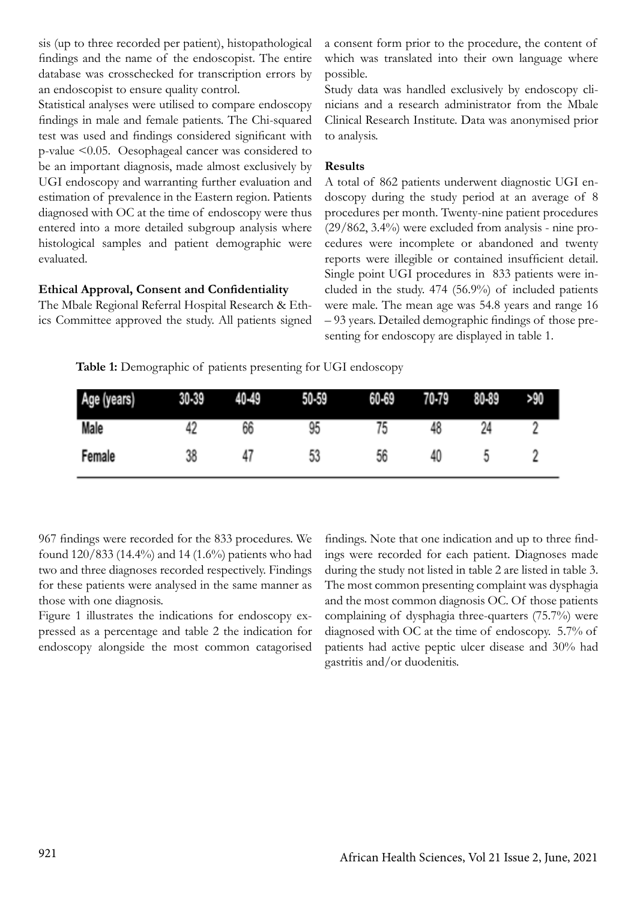sis (up to three recorded per patient), histopathological findings and the name of the endoscopist. The entire database was crosschecked for transcription errors by an endoscopist to ensure quality control.

Statistical analyses were utilised to compare endoscopy findings in male and female patients. The Chi-squared test was used and findings considered significant with p-value <0.05. Oesophageal cancer was considered to be an important diagnosis, made almost exclusively by UGI endoscopy and warranting further evaluation and estimation of prevalence in the Eastern region. Patients diagnosed with OC at the time of endoscopy were thus entered into a more detailed subgroup analysis where histological samples and patient demographic were evaluated.

**Ethical Approval, Consent and Confidentiality**

The Mbale Regional Referral Hospital Research & Ethics Committee approved the study. All patients signed a consent form prior to the procedure, the content of which was translated into their own language where possible.

Study data was handled exclusively by endoscopy clinicians and a research administrator from the Mbale Clinical Research Institute. Data was anonymised prior to analysis.

**Results**

A total of 862 patients underwent diagnostic UGI endoscopy during the study period at an average of 8 procedures per month. Twenty-nine patient procedures (29/862, 3.4%) were excluded from analysis - nine procedures were incomplete or abandoned and twenty reports were illegible or contained insufficient detail. Single point UGI procedures in 833 patients were included in the study. 474 (56.9%) of included patients were male. The mean age was 54.8 years and range 16 – 93 years. Detailed demographic findings of those presenting for endoscopy are displayed in table 1.

**Table 1:** Demographic of patients presenting for UGI endoscopy

| Age (years) | 30-39 | 40-49 | 50-59 | 60-69 | 70-79 | 80-89 | >90 |
|---|---|---|---|---|---|---|---|
| Male | 42 | 66 | 95 | 75 | 48 | 24 | 2 |
| Female | 38 | 47 | 53 | 56 | 40 | 5 | 2 |

967 findings were recorded for the 833 procedures. We found 120/833 (14.4%) and 14 (1.6%) patients who had two and three diagnoses recorded respectively. Findings for these patients were analysed in the same manner as those with one diagnosis.

Figure 1 illustrates the indications for endoscopy expressed as a percentage and table 2 the indication for endoscopy alongside the most common catagorised findings. Note that one indication and up to three findings were recorded for each patient. Diagnoses made during the study not listed in table 2 are listed in table 3. The most common presenting complaint was dysphagia and the most common diagnosis OC. Of those patients complaining of dysphagia three-quarters (75.7%) were diagnosed with OC at the time of endoscopy. 5.7% of patients had active peptic ulcer disease and 30% had gastritis and/or duodenitis.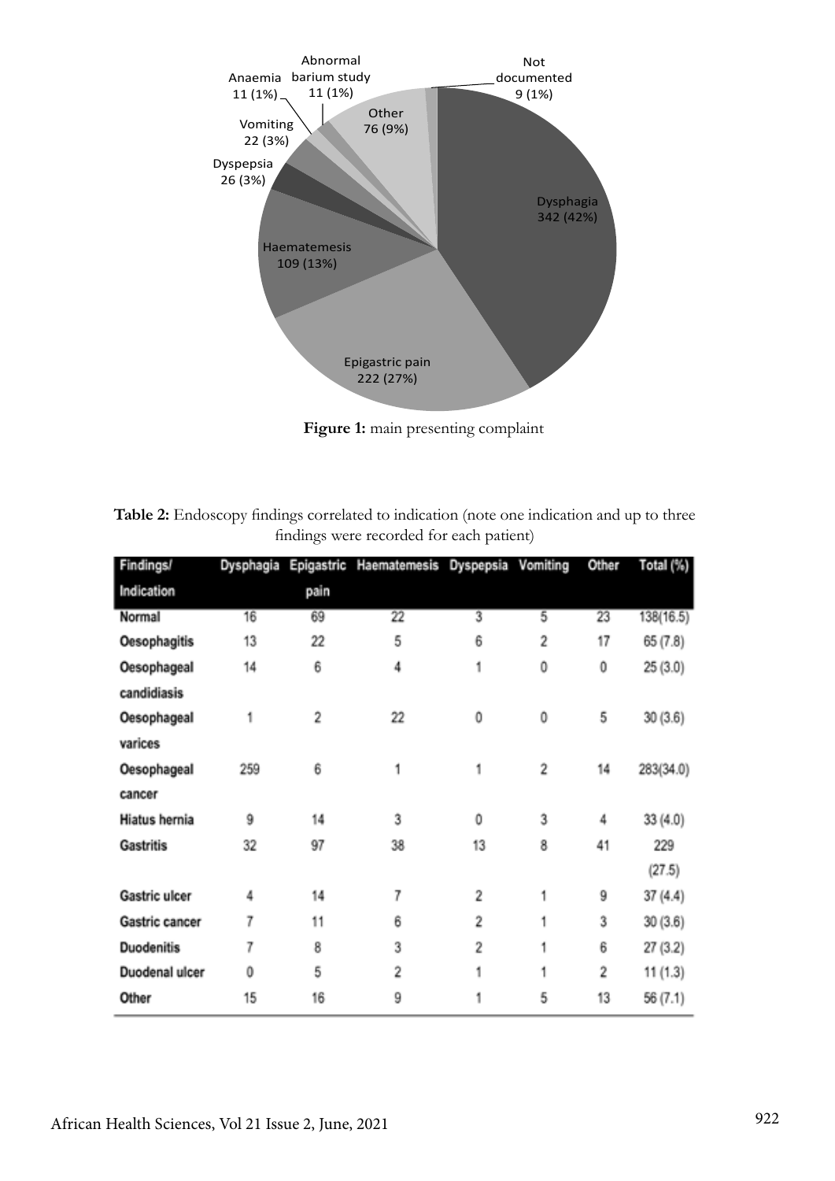Abnormal barium study
11 (1%)

Anaemia
11 (1%)

Not documented
9 (1%)

Vomiting
22 (3%)

Other
76 (9%)

Dyspepsia
26 (3%)

Dysphagia
342 (42%)

Haematemesis
109 (13%)

Epigastric pain
222 (27%)

**Figure 1:** main presenting complaint

**Table 2:** Endoscopy findings correlated to indication (note one indication and up to three findings were recorded for each patient)

| Findings/ Indication | Dysphagia | Epigastric pain | Haematemesis | Dyspepsia | Vomiting | Other | Total (%) |
|---|---|---|---|---|---|---|---|
| Normal | 16 | 69 | 22 | 3 | 5 | 23 | 138(16.5) |
| Oesophagitis | 13 | 22 | 5 | 6 | 2 | 17 | 65 (7.8) |
| Oesophageal candidiasis | 14 | 6 | 4 | 1 | 0 | 0 | 25 (3.0) |
| Oesophageal varices | 1 | 2 | 22 | 0 | 0 | 5 | 30 (3.6) |
| Oesophageal cancer | 259 | 6 | 1 | 1 | 2 | 14 | 283(34.0) |
| Hiatus hernia | 9 | 14 | 3 | 0 | 3 | 4 | 33 (4.0) |
| Gastritis | 32 | 97 | 38 | 13 | 8 | 41 | 229 (27.5) |
| Gastric ulcer | 4 | 14 | 7 | 2 | 1 | 9 | 37 (4.4) |
| Gastric cancer | 7 | 11 | 6 | 2 | 1 | 3 | 30 (3.6) |
| Duodenitis | 7 | 8 | 3 | 2 | 1 | 6 | 27 (3.2) |
| Duodenal ulcer | 0 | 5 | 2 | 1 | 1 | 2 | 11 (1.3) |
| Other | 15 | 16 | 9 | 1 | 5 | 13 | 56 (7.1) |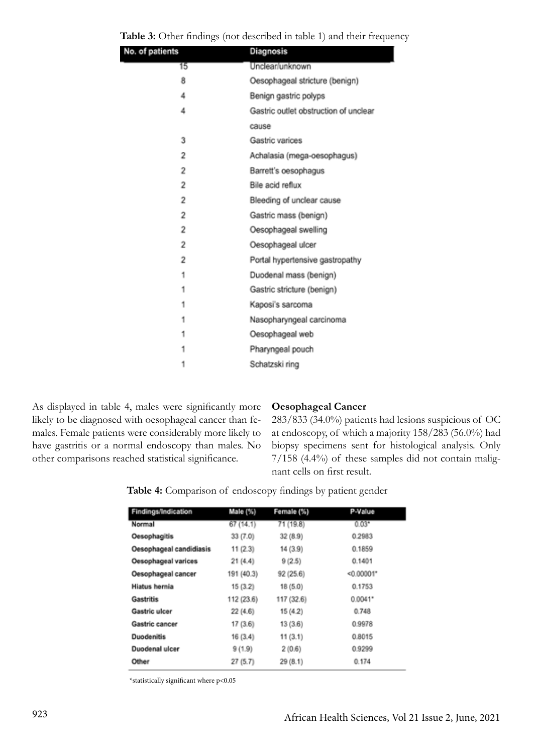**Table 3:** Other findings (not described in table 1) and their frequency

| No. of patients | Diagnosis |
|---|---|
| 15 | Unclear/unknown |
| 8 | Oesophageal stricture (benign) |
| 4 | Benign gastric polyps |
| 4 | Gastric outlet obstruction of unclear cause |
| 3 | Gastric varices |
| 2 | Achalasia (mega-oesophagus) |
| 2 | Barrett's oesophagus |
| 2 | Bile acid reflux |
| 2 | Bleeding of unclear cause |
| 2 | Gastric mass (benign) |
| 2 | Oesophageal swelling |
| 2 | Oesophageal ulcer |
| 2 | Portal hypertensive gastropathy |
| 1 | Duodenal mass (benign) |
| 1 | Gastric stricture (benign) |
| 1 | Kaposi's sarcoma |
| 1 | Nasopharyngeal carcinoma |
| 1 | Oesophageal web |
| 1 | Pharyngeal pouch |
| 1 | Schatzski ring |

As displayed in table 4, males were significantly more likely to be diagnosed with oesophageal cancer than females. Female patients were considerably more likely to have gastritis or a normal endoscopy than males. No other comparisons reached statistical significance.

**Oesophageal Cancer**

283/833 (34.0%) patients had lesions suspicious of OC at endoscopy, of which a majority 158/283 (56.0%) had biopsy specimens sent for histological analysis. Only 7/158 (4.4%) of these samples did not contain malignant cells on first result.

**Table 4:** Comparison of endoscopy findings by patient gender

| Findings/Indication | Male (%) | Female (%) | P-Value |
|---|---|---|---|
| Normal | 67 (14.1) | 71 (19.8) | 0.03* |
| Oesophagitis | 33 (7.0) | 32 (8.9) | 0.2983 |
| Oesophageal candidiasis | 11 (2.3) | 14 (3.9) | 0.1859 |
| Oesophageal varices | 21 (4.4) | 9 (2.5) | 0.1401 |
| Oesophageal cancer | 191 (40.3) | 92 (25.6) | <0.00001* |
| Hiatus hernia | 15 (3.2) | 18 (5.0) | 0.1753 |
| Gastritis | 112 (23.6) | 117 (32.6) | 0.0041* |
| Gastric ulcer | 22 (4.6) | 15 (4.2) | 0.748 |
| Gastric cancer | 17 (3.6) | 13 (3.6) | 0.9978 |
| Duodenitis | 16 (3.4) | 11 (3.1) | 0.8015 |
| Duodenal ulcer | 9 (1.9) | 2 (0.6) | 0.9299 |
| Other | 27 (5.7) | 29 (8.1) | 0.174 |

*statistically significant where p<0.05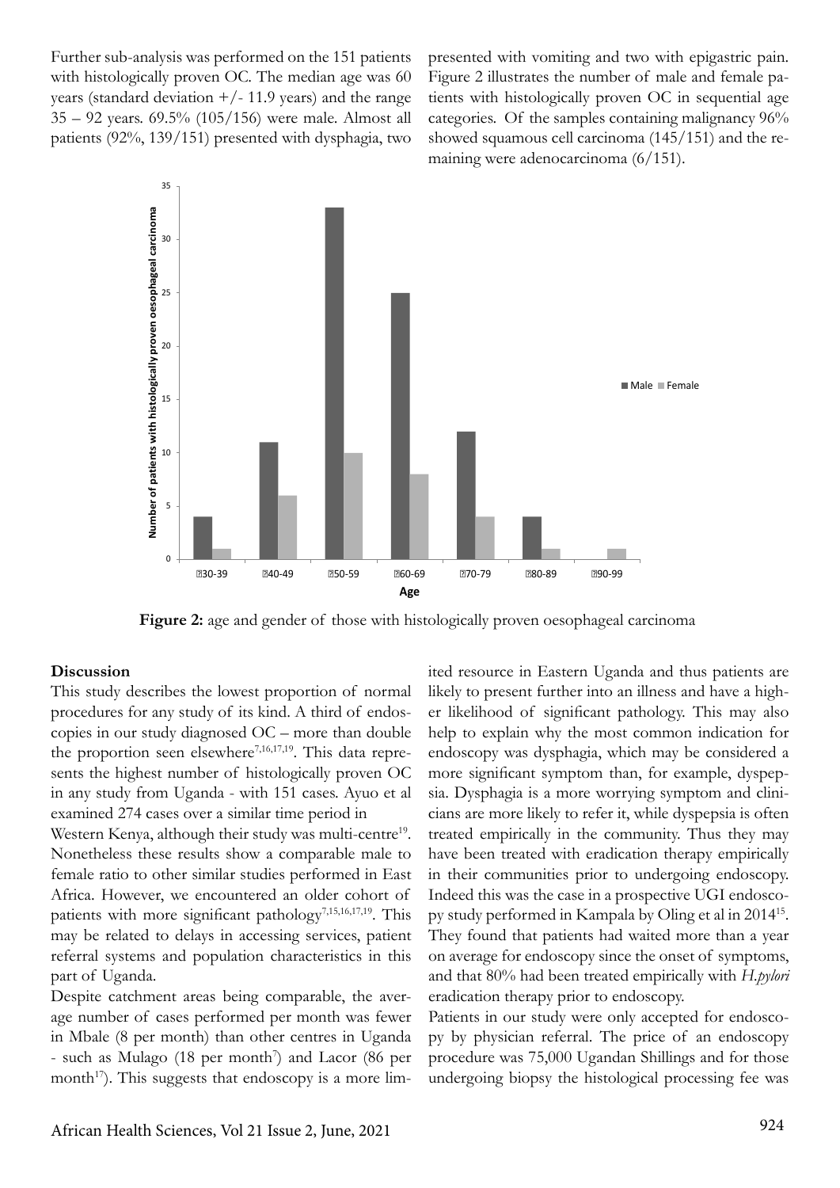Further sub-analysis was performed on the 151 patients with histologically proven OC. The median age was 60 years (standard deviation +/- 11.9 years) and the range 35 – 92 years. 69.5% (105/156) were male. Almost all patients (92%, 139/151) presented with dysphagia, two presented with vomiting and two with epigastric pain. Figure 2 illustrates the number of male and female patients with histologically proven OC in sequential age categories. Of the samples containing malignancy 96% showed squamous cell carcinoma (145/151) and the remaining were adenocarcinoma (6/151).

Number of patients with histologically proven oesophageal carcinoma

35
30
25
20
15
10
5
0

30-39
40-49
50-59
60-69
70-79
80-89
90-99

Age

Male
Female

**Figure 2:** age and gender of those with histologically proven oesophageal carcinoma

**Discussion**

This study describes the lowest proportion of normal procedures for any study of its kind. A third of endoscopies in our study diagnosed OC – more than double the proportion seen elsewhere[7,16,17,19]. This data represents the highest number of histologically proven OC in any study from Uganda - with 151 cases. Ayuo et al examined 274 cases over a similar time period in Western Kenya, although their study was multi-centre[19]. Nonetheless these results show a comparable male to female ratio to other similar studies performed in East Africa. However, we encountered an older cohort of patients with more significant pathology[7,15,16,17,19]. This may be related to delays in accessing services, patient referral systems and population characteristics in this part of Uganda.

Despite catchment areas being comparable, the average number of cases performed per month was fewer in Mbale (8 per month) than other centres in Uganda - such as Mulago (18 per month[7]) and Lacor (86 per month[17]). This suggests that endoscopy is a more limited resource in Eastern Uganda and thus patients are likely to present further into an illness and have a higher likelihood of significant pathology. This may also help to explain why the most common indication for endoscopy was dysphagia, which may be considered a more significant symptom than, for example, dyspepsia. Dysphagia is a more worrying symptom and clinicians are more likely to refer it, while dyspepsia is often treated empirically in the community. Thus they may have been treated with eradication therapy empirically in their communities prior to undergoing endoscopy. Indeed this was the case in a prospective UGI endoscopy study performed in Kampala by Oling et al in 2014[15]. They found that patients had waited more than a year on average for endoscopy since the onset of symptoms, and that 80% had been treated empirically with *H.pylori* eradication therapy prior to endoscopy.

Patients in our study were only accepted for endoscopy by physician referral. The price of an endoscopy procedure was 75,000 Ugandan Shillings and for those undergoing biopsy the histological processing fee was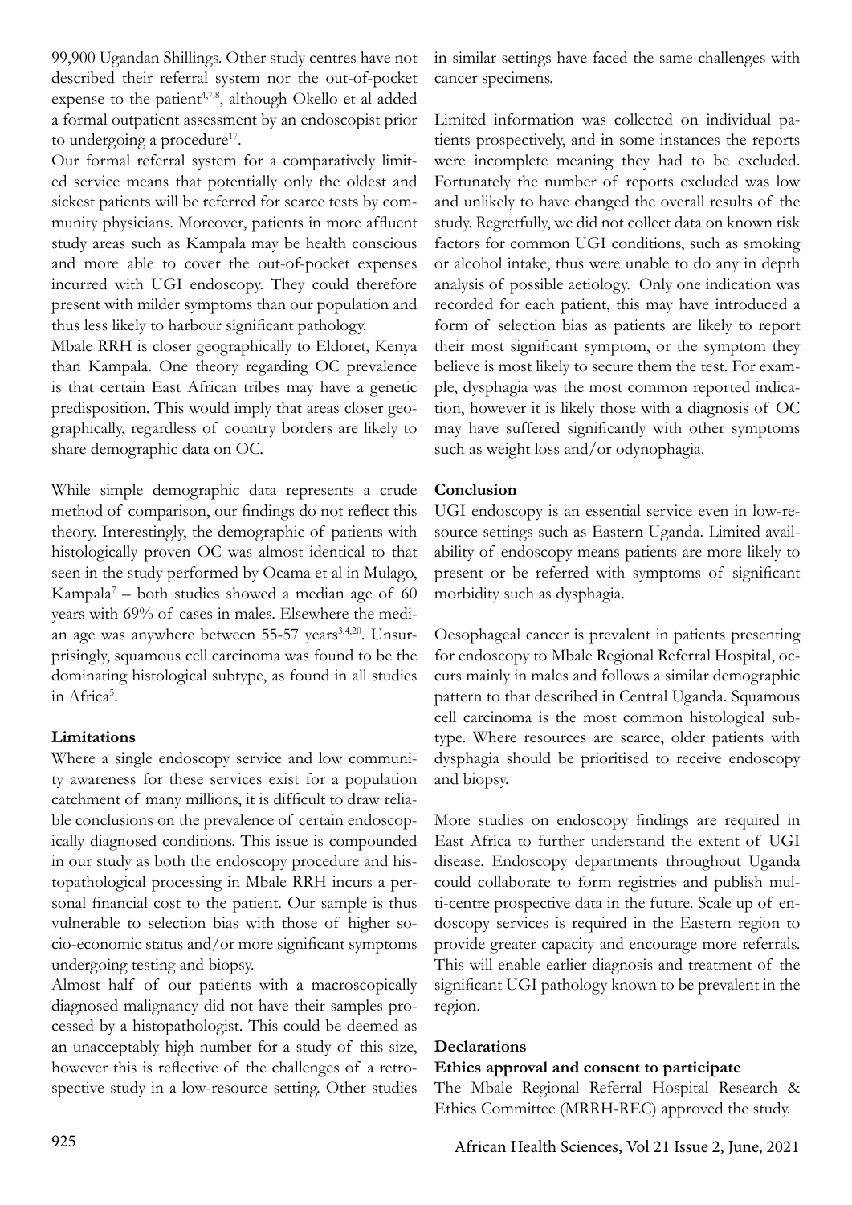99,900 Ugandan Shillings. Other study centres have not described their referral system nor the out-of-pocket expense to the patient[4,7,8], although Okello et al added a formal outpatient assessment by an endoscopist prior to undergoing a procedure[17].

Our formal referral system for a comparatively limited service means that potentially only the oldest and sickest patients will be referred for scarce tests by community physicians. Moreover, patients in more affluent study areas such as Kampala may be health conscious and more able to cover the out-of-pocket expenses incurred with UGI endoscopy. They could therefore present with milder symptoms than our population and thus less likely to harbour significant pathology.

Mbale RRH is closer geographically to Eldoret, Kenya than Kampala. One theory regarding OC prevalence is that certain East African tribes may have a genetic predisposition. This would imply that areas closer geographically, regardless of country borders are likely to share demographic data on OC.

While simple demographic data represents a crude method of comparison, our findings do not reflect this theory. Interestingly, the demographic of patients with histologically proven OC was almost identical to that seen in the study performed by Ocama et al in Mulago, Kampala[7] – both studies showed a median age of 60 years with 69% of cases in males. Elsewhere the median age was anywhere between 55-57 years[3,4,20]. Unsurprisingly, squamous cell carcinoma was found to be the dominating histological subtype, as found in all studies in Africa[5].

## Limitations

Where a single endoscopy service and low community awareness for these services exist for a population catchment of many millions, it is difficult to draw reliable conclusions on the prevalence of certain endoscopically diagnosed conditions. This issue is compounded in our study as both the endoscopy procedure and histopathological processing in Mbale RRH incurs a personal financial cost to the patient. Our sample is thus vulnerable to selection bias with those of higher socio-economic status and/or more significant symptoms undergoing testing and biopsy.

Almost half of our patients with a macroscopically diagnosed malignancy did not have their samples processed by a histopathologist. This could be deemed as an unacceptably high number for a study of this size, however this is reflective of the challenges of a retrospective study in a low-resource setting. Other studies in similar settings have faced the same challenges with cancer specimens.

Limited information was collected on individual patients prospectively, and in some instances the reports were incomplete meaning they had to be excluded. Fortunately the number of reports excluded was low and unlikely to have changed the overall results of the study. Regretfully, we did not collect data on known risk factors for common UGI conditions, such as smoking or alcohol intake, thus were unable to do any in depth analysis of possible aetiology. Only one indication was recorded for each patient, this may have introduced a form of selection bias as patients are likely to report their most significant symptom, or the symptom they believe is most likely to secure them the test. For example, dysphagia was the most common reported indication, however it is likely those with a diagnosis of OC may have suffered significantly with other symptoms such as weight loss and/or odynophagia.

## Conclusion

UGI endoscopy is an essential service even in low-resource settings such as Eastern Uganda. Limited availability of endoscopy means patients are more likely to present or be referred with symptoms of significant morbidity such as dysphagia.

Oesophageal cancer is prevalent in patients presenting for endoscopy to Mbale Regional Referral Hospital, occurs mainly in males and follows a similar demographic pattern to that described in Central Uganda. Squamous cell carcinoma is the most common histological subtype. Where resources are scarce, older patients with dysphagia should be prioritised to receive endoscopy and biopsy.

More studies on endoscopy findings are required in East Africa to further understand the extent of UGI disease. Endoscopy departments throughout Uganda could collaborate to form registries and publish multi-centre prospective data in the future. Scale up of endoscopy services is required in the Eastern region to provide greater capacity and encourage more referrals. This will enable earlier diagnosis and treatment of the significant UGI pathology known to be prevalent in the region.

## Declarations

### Ethics approval and consent to participate

The Mbale Regional Referral Hospital Research & Ethics Committee (MRRH-REC) approved the study.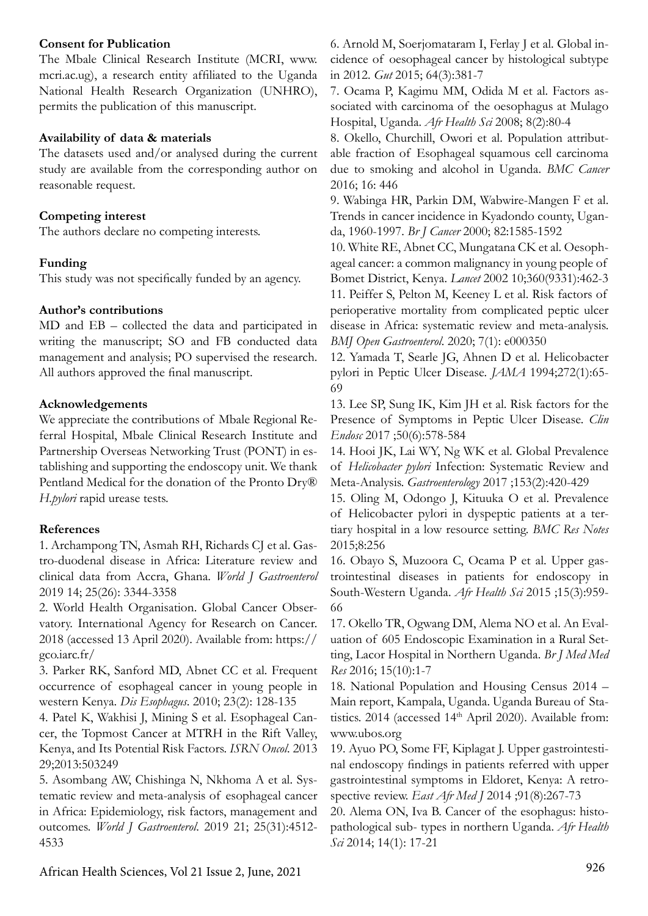**Consent for Publication**

The Mbale Clinical Research Institute (MCRI, www.mcri.ac.ug), a research entity affiliated to the Uganda National Health Research Organization (UNHRO), permits the publication of this manuscript.

**Availability of data & materials**

The datasets used and/or analysed during the current study are available from the corresponding author on reasonable request.

**Competing interest**

The authors declare no competing interests.

**Funding**

This study was not specifically funded by an agency.

**Author's contributions**

MD and EB – collected the data and participated in writing the manuscript; SO and FB conducted data management and analysis; PO supervised the research. All authors approved the final manuscript.

**Acknowledgements**

We appreciate the contributions of Mbale Regional Referral Hospital, Mbale Clinical Research Institute and Partnership Overseas Networking Trust (PONT) in establishing and supporting the endoscopy unit. We thank Pentland Medical for the donation of the Pronto Dry® *H.pylori* rapid urease tests.

**References**

1. Archampong TN, Asmah RH, Richards CJ et al. Gastro-duodenal disease in Africa: Literature review and clinical data from Accra, Ghana. *World J Gastroenterol* 2019 14; 25(26): 3344-3358
2. World Health Organisation. Global Cancer Observatory. International Agency for Research on Cancer. 2018 (accessed 13 April 2020). Available from: https://gco.iarc.fr/
3. Parker RK, Sanford MD, Abnet CC et al. Frequent occurrence of esophageal cancer in young people in western Kenya. *Dis Esophagus*. 2010; 23(2): 128-135
4. Patel K, Wakhisi J, Mining S et al. Esophageal Cancer, the Topmost Cancer at MTRH in the Rift Valley, Kenya, and Its Potential Risk Factors. *ISRN Oncol*. 2013 29;2013:503249
5. Asombang AW, Chishinga N, Nkhoma A et al. Systematic review and meta-analysis of esophageal cancer in Africa: Epidemiology, risk factors, management and outcomes. *World J Gastroenterol*. 2019 21; 25(31):4512-4533
6. Arnold M, Soerjomataram I, Ferlay J et al. Global incidence of oesophageal cancer by histological subtype in 2012. *Gut* 2015; 64(3):381-7
7. Ocama P, Kagimu MM, Odida M et al. Factors associated with carcinoma of the oesophagus at Mulago Hospital, Uganda. *Afr Health Sci* 2008; 8(2):80-4
8. Okello, Churchill, Owori et al. Population attributable fraction of Esophageal squamous cell carcinoma due to smoking and alcohol in Uganda. *BMC Cancer* 2016; 16: 446
9. Wabinga HR, Parkin DM, Wabwire-Mangen F et al. Trends in cancer incidence in Kyadondo county, Uganda, 1960-1997. *Br J Cancer* 2000; 82:1585-1592
10. White RE, Abnet CC, Mungatana CK et al. Oesophageal cancer: a common malignancy in young people of Bomet District, Kenya. *Lancet* 2002 10;360(9331):462-3
11. Peiffer S, Pelton M, Keeney L et al. Risk factors of perioperative mortality from complicated peptic ulcer disease in Africa: systematic review and meta-analysis. *BMJ Open Gastroenterol*. 2020; 7(1): e000350
12. Yamada T, Searle JG, Ahnen D et al. Helicobacter pylori in Peptic Ulcer Disease. *JAMA* 1994;272(1):65-69
13. Lee SP, Sung IK, Kim JH et al. Risk factors for the Presence of Symptoms in Peptic Ulcer Disease. *Clin Endosc* 2017 ;50(6):578-584
14. Hooi JK, Lai WY, Ng WK et al. Global Prevalence of *Helicobacter pylori* Infection: Systematic Review and Meta-Analysis. *Gastroenterology* 2017 ;153(2):420-429
15. Oling M, Odongo J, Kituuka O et al. Prevalence of Helicobacter pylori in dyspeptic patients at a tertiary hospital in a low resource setting. *BMC Res Notes* 2015;8:256
16. Obayo S, Muzoora C, Ocama P et al. Upper gastrointestinal diseases in patients for endoscopy in South-Western Uganda. *Afr Health Sci* 2015 ;15(3):959-66
17. Okello TR, Ogwang DM, Alema NO et al. An Evaluation of 605 Endoscopic Examination in a Rural Setting, Lacor Hospital in Northern Uganda. *Br J Med Med Res* 2016; 15(10):1-7
18. National Population and Housing Census 2014 – Main report, Kampala, Uganda. Uganda Bureau of Statistics. 2014 (accessed 14th April 2020). Available from: www.ubos.org
19. Ayuo PO, Some FF, Kiplagat J. Upper gastrointestinal endoscopy findings in patients referred with upper gastrointestinal symptoms in Eldoret, Kenya: A retrospective review. *East Afr Med J* 2014 ;91(8):267-73
20. Alema ON, Iva B. Cancer of the esophagus: histopathological sub- types in northern Uganda. *Afr Health Sci* 2014; 14(1): 17-21